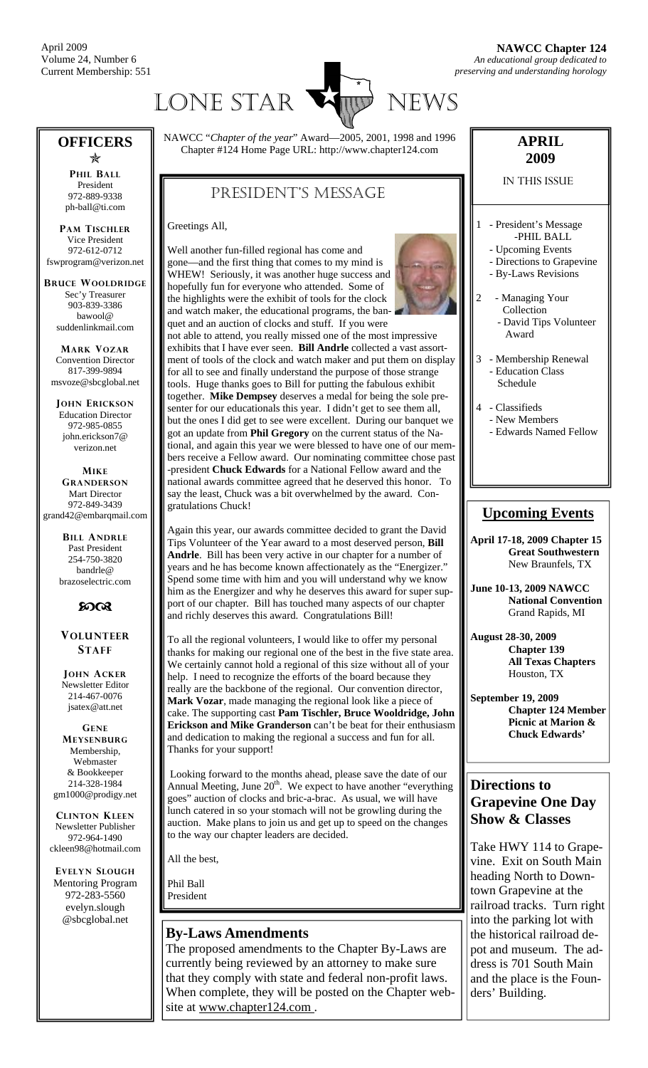April 2009
Volume 24, Number 6
Current Membership: 551

**NAWCC Chapter 124**
*An educational group dedicated to preserving and understanding horology*

# LONE STAR NEWS

NAWCC "*Chapter of the year*" Award—2005, 2001, 1998 and 1996
Chapter #124 Home Page URL: http://www.chapter124.com

## PRESIDENT'S MESSAGE

Greetings All,

Well another fun-filled regional has come and gone—and the first thing that comes to my mind is WHEW! Seriously, it was another huge success and hopefully fun for everyone who attended. Some of the highlights were the exhibit of tools for the clock and watch maker, the educational programs, the banquet and an auction of clocks and stuff. If you were not able to attend, you really missed one of the most impressive exhibits that I have ever seen. **Bill Andrle** collected a vast assortment of tools of the clock and watch maker and put them on display for all to see and finally understand the purpose of those strange tools. Huge thanks goes to Bill for putting the fabulous exhibit together. **Mike Dempsey** deserves a medal for being the sole presenter for our educationals this year. I didn't get to see them all, but the ones I did get to see were excellent. During our banquet we got an update from **Phil Gregory** on the current status of the National, and again this year we were blessed to have one of our members receive a Fellow award. Our nominating committee chose past-president **Chuck Edwards** for a National Fellow award and the national awards committee agreed that he deserved this honor. To say the least, Chuck was a bit overwhelmed by the award. Congratulations Chuck!

Again this year, our awards committee decided to grant the David Tips Volunteer of the Year award to a most deserved person, **Bill Andrle**. Bill has been very active in our chapter for a number of years and he has become known affectionately as the "Energizer." Spend some time with him and you will understand why we know him as the Energizer and why he deserves this award for super support of our chapter. Bill has touched many aspects of our chapter and richly deserves this award. Congratulations Bill!

To all the regional volunteers, I would like to offer my personal thanks for making our regional one of the best in the five state area. We certainly cannot hold a regional of this size without all of your help. I need to recognize the efforts of the board because they really are the backbone of the regional. Our convention director, **Mark Vozar**, made managing the regional look like a piece of cake. The supporting cast **Pam Tischler, Bruce Wooldridge, John Erickson and Mike Granderson** can't be beat for their enthusiasm and dedication to making the regional a success and fun for all. Thanks for your support!

Looking forward to the months ahead, please save the date of our Annual Meeting, June 20th. We expect to have another "everything goes" auction of clocks and bric-a-brac. As usual, we will have lunch catered in so your stomach will not be growling during the auction. Make plans to join us and get up to speed on the changes to the way our chapter leaders are decided.

All the best,

Phil Ball
President

## By-Laws Amendments

The proposed amendments to the Chapter By-Laws are currently being reviewed by an attorney to make sure that they comply with state and federal non-profit laws. When complete, they will be posted on the Chapter website at www.chapter124.com .

## OFFICERS

**PHIL BALL**
President
972-889-9338
ph-ball@ti.com

**PAM TISCHLER**
Vice President
972-612-0712
fswprogram@verizon.net

**BRUCE WOOLDRIDGE**
Sec'y Treasurer
903-839-3386
bawool@suddenlinkmail.com

**MARK VOZAR**
Convention Director
817-399-9894
msvoze@sbcglobal.net

**JOHN ERICKSON**
Education Director
972-985-0855
john.erickson7@verizon.net

**MIKE GRANDERSON**
Mart Director
972-849-3439
grand42@embarqmail.com

**BILL ANDRLE**
Past President
254-750-3820
bandrle@brazoselectric.com

## VOLUNTEER STAFF

**JOHN ACKER**
Newsletter Editor
214-467-0076
jsatex@att.net

**GENE MEYSENBURG**
Membership, Webmaster & Bookkeeper
214-328-1984
gm1000@prodigy.net

**CLINTON KLEEN**
Newsletter Publisher
972-964-1490
ckleen98@hotmail.com

**EVELYN SLOUGH**
Mentoring Program
972-283-5560
evelyn.slough@sbcglobal.net

## APRIL 2009

IN THIS ISSUE

1 - President's Message -PHIL BALL
- Upcoming Events
- Directions to Grapevine
- By-Laws Revisions

2 - Managing Your Collection
- David Tips Volunteer Award

3 - Membership Renewal
- Education Class Schedule

4 - Classifieds
- New Members
- Edwards Named Fellow

## Upcoming Events

**April 17-18, 2009 Chapter 15 Great Southwestern**
New Braunfels, TX

**June 10-13, 2009 NAWCC National Convention**
Grand Rapids, MI

**August 28-30, 2009 Chapter 139 All Texas Chapters**
Houston, TX

**September 19, 2009 Chapter 124 Member Picnic at Marion & Chuck Edwards'**

## Directions to Grapevine One Day Show & Classes

Take HWY 114 to Grapevine. Exit on South Main heading North to Downtown Grapevine at the railroad tracks. Turn right into the parking lot with the historical railroad depot and museum. The address is 701 South Main and the place is the Founders' Building.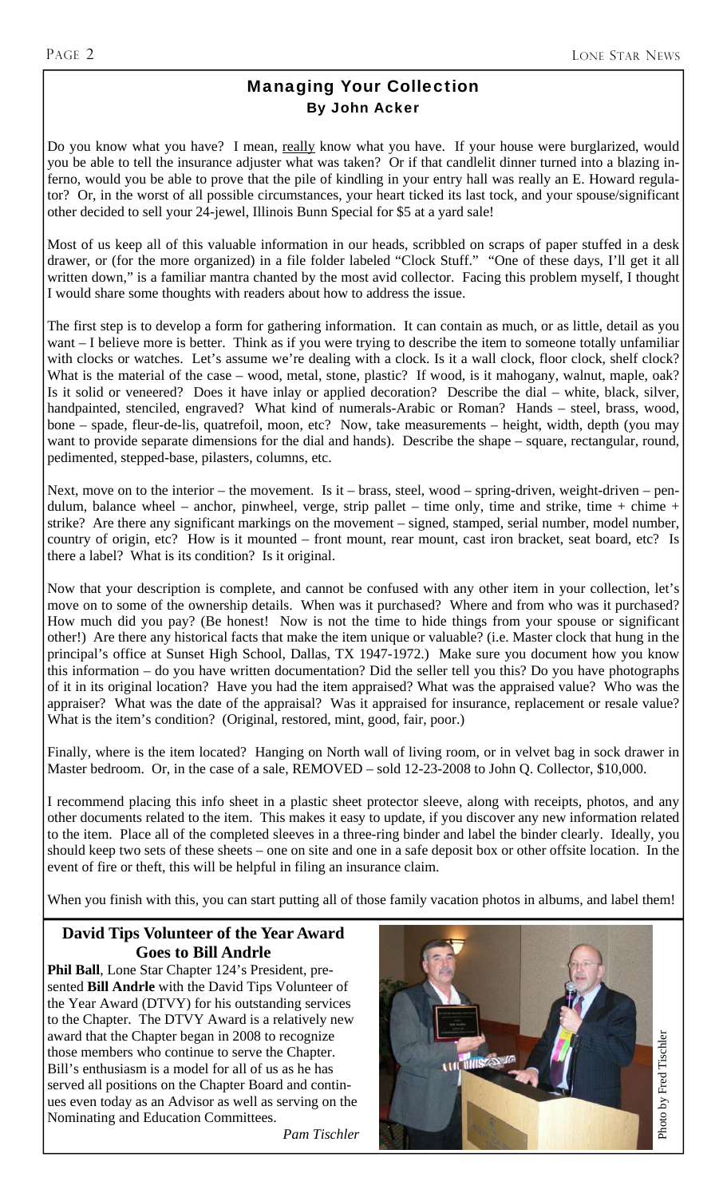## Managing Your Collection

### By John Acker

Do you know what you have? I mean, really know what you have. If your house were burglarized, would you be able to tell the insurance adjuster what was taken? Or if that candlelit dinner turned into a blazing inferno, would you be able to prove that the pile of kindling in your entry hall was really an E. Howard regulator? Or, in the worst of all possible circumstances, your heart ticked its last tock, and your spouse/significant other decided to sell your 24-jewel, Illinois Bunn Special for $5 at a yard sale!

Most of us keep all of this valuable information in our heads, scribbled on scraps of paper stuffed in a desk drawer, or (for the more organized) in a file folder labeled "Clock Stuff." "One of these days, I'll get it all written down," is a familiar mantra chanted by the most avid collector. Facing this problem myself, I thought I would share some thoughts with readers about how to address the issue.

The first step is to develop a form for gathering information. It can contain as much, or as little, detail as you want – I believe more is better. Think as if you were trying to describe the item to someone totally unfamiliar with clocks or watches. Let's assume we're dealing with a clock. Is it a wall clock, floor clock, shelf clock? What is the material of the case – wood, metal, stone, plastic? If wood, is it mahogany, walnut, maple, oak? Is it solid or veneered? Does it have inlay or applied decoration? Describe the dial – white, black, silver, handpainted, stenciled, engraved? What kind of numerals-Arabic or Roman? Hands – steel, brass, wood, bone – spade, fleur-de-lis, quatrefoil, moon, etc? Now, take measurements – height, width, depth (you may want to provide separate dimensions for the dial and hands). Describe the shape – square, rectangular, round, pedimented, stepped-base, pilasters, columns, etc.

Next, move on to the interior – the movement. Is it – brass, steel, wood – spring-driven, weight-driven – pendulum, balance wheel – anchor, pinwheel, verge, strip pallet – time only, time and strike, time + chime + strike? Are there any significant markings on the movement – signed, stamped, serial number, model number, country of origin, etc? How is it mounted – front mount, rear mount, cast iron bracket, seat board, etc? Is there a label? What is its condition? Is it original.

Now that your description is complete, and cannot be confused with any other item in your collection, let's move on to some of the ownership details. When was it purchased? Where and from who was it purchased? How much did you pay? (Be honest! Now is not the time to hide things from your spouse or significant other!) Are there any historical facts that make the item unique or valuable? (i.e. Master clock that hung in the principal's office at Sunset High School, Dallas, TX 1947-1972.) Make sure you document how you know this information – do you have written documentation? Did the seller tell you this? Do you have photographs of it in its original location? Have you had the item appraised? What was the appraised value? Who was the appraiser? What was the date of the appraisal? Was it appraised for insurance, replacement or resale value? What is the item's condition? (Original, restored, mint, good, fair, poor.)

Finally, where is the item located? Hanging on North wall of living room, or in velvet bag in sock drawer in Master bedroom. Or, in the case of a sale, REMOVED – sold 12-23-2008 to John Q. Collector, $10,000.

I recommend placing this info sheet in a plastic sheet protector sleeve, along with receipts, photos, and any other documents related to the item. This makes it easy to update, if you discover any new information related to the item. Place all of the completed sleeves in a three-ring binder and label the binder clearly. Ideally, you should keep two sets of these sheets – one on site and one in a safe deposit box or other offsite location. In the event of fire or theft, this will be helpful in filing an insurance claim.

When you finish with this, you can start putting all of those family vacation photos in albums, and label them!

## David Tips Volunteer of the Year Award Goes to Bill Andrle

**Phil Ball**, Lone Star Chapter 124's President, presented **Bill Andrle** with the David Tips Volunteer of the Year Award (DTVY) for his outstanding services to the Chapter. The DTVY Award is a relatively new award that the Chapter began in 2008 to recognize those members who continue to serve the Chapter. Bill's enthusiasm is a model for all of us as he has served all positions on the Chapter Board and continues even today as an Advisor as well as serving on the Nominating and Education Committees.

*Pam Tischler*

Photo by Fred Tischler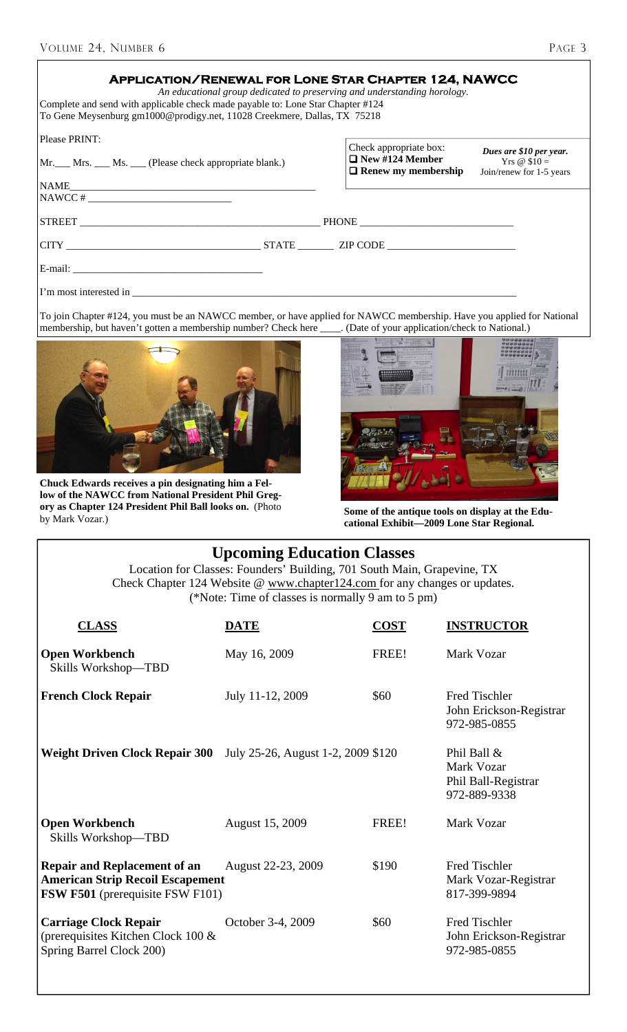## APPLICATION/RENEWAL FOR LONE STAR CHAPTER 124, NAWCC

*An educational group dedicated to preserving and understanding horology.*

Complete and send with applicable check made payable to: Lone Star Chapter #124
To Gene Meysenburg gm1000@prodigy.net, 11028 Creekmere, Dallas, TX 75218

Please PRINT:

Mr.___ Mrs. ___ Ms. ___ (Please check appropriate blank.)

Check appropriate box:
- ❑ **New #124 Member**
- ❑ **Renew my membership**

***Dues are $10 per year.***
Yrs @ $10 =
Join/renew for 1-5 years

NAME_______________________________________________

NAWCC # ___________________________

STREET _____________________________________________ PHONE ____________________________

CITY ____________________________________ STATE _______ ZIP CODE ________________________

E-mail: _____________________________________

I'm most interested in ___________________________________________________________________________

To join Chapter #124, you must be an NAWCC member, or have applied for NAWCC membership. Have you applied for National membership, but haven't gotten a membership number? Check here ____. (Date of your application/check to National.)

**Chuck Edwards receives a pin designating him a Fellow of the NAWCC from National President Phil Gregory as Chapter 124 President Phil Ball looks on.** (Photo by Mark Vozar.)

**Some of the antique tools on display at the Educational Exhibit—2009 Lone Star Regional.**

## Upcoming Education Classes

Location for Classes: Founders' Building, 701 South Main, Grapevine, TX
Check Chapter 124 Website @ www.chapter124.com for any changes or updates.
(*Note: Time of classes is normally 9 am to 5 pm)

| CLASS | DATE | COST | INSTRUCTOR |
|---|---|---|---|
| **Open Workbench** Skills Workshop—TBD | May 16, 2009 | FREE! | Mark Vozar |
| **French Clock Repair** | July 11-12, 2009 | $60 | Fred Tischler, John Erickson-Registrar 972-985-0855 |
| **Weight Driven Clock Repair 300** | July 25-26, August 1-2, 2009 | $120 | Phil Ball & Mark Vozar, Phil Ball-Registrar 972-889-9338 |
| **Open Workbench** Skills Workshop—TBD | August 15, 2009 | FREE! | Mark Vozar |
| **Repair and Replacement of an American Strip Recoil Escapement FSW F501** (prerequisite FSW F101) | August 22-23, 2009 | $190 | Fred Tischler, Mark Vozar-Registrar 817-399-9894 |
| **Carriage Clock Repair** (prerequisites Kitchen Clock 100 & Spring Barrel Clock 200) | October 3-4, 2009 | $60 | Fred Tischler, John Erickson-Registrar 972-985-0855 |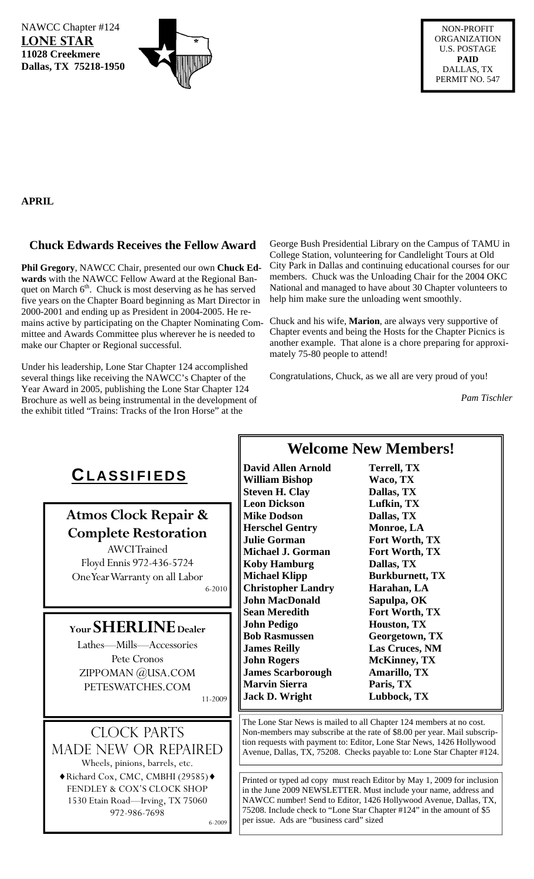NAWCC Chapter #124
**LONE STAR**
**11028 Creekmere**
**Dallas, TX 75218-1950**

NON-PROFIT ORGANIZATION
U.S. POSTAGE
**PAID**
DALLAS, TX
PERMIT NO. 547

**APRIL**

## Chuck Edwards Receives the Fellow Award

**Phil Gregory**, NAWCC Chair, presented our own **Chuck Edwards** with the NAWCC Fellow Award at the Regional Banquet on March 6th. Chuck is most deserving as he has served five years on the Chapter Board beginning as Mart Director in 2000-2001 and ending up as President in 2004-2005. He remains active by participating on the Chapter Nominating Committee and Awards Committee plus wherever he is needed to make our Chapter or Regional successful.

Under his leadership, Lone Star Chapter 124 accomplished several things like receiving the NAWCC's Chapter of the Year Award in 2005, publishing the Lone Star Chapter 124 Brochure as well as being instrumental in the development of the exhibit titled "Trains: Tracks of the Iron Horse" at the George Bush Presidential Library on the Campus of TAMU in College Station, volunteering for Candlelight Tours at Old City Park in Dallas and continuing educational courses for our members. Chuck was the Unloading Chair for the 2004 OKC National and managed to have about 30 Chapter volunteers to help him make sure the unloading went smoothly.

Chuck and his wife, **Marion**, are always very supportive of Chapter events and being the Hosts for the Chapter Picnics is another example. That alone is a chore preparing for approximately 75-80 people to attend!

Congratulations, Chuck, as we all are very proud of you!

*Pam Tischler*

## CLASSIFIEDS

### Atmos Clock Repair & Complete Restoration

AWCI Trained
Floyd Ennis 972-436-5724
One Year Warranty on all Labor

6-2010

### Your SHERLINE Dealer

Lathes—Mills—Accessories
Pete Cronos
ZIPPOMAN @USA.COM
PETESWATCHES.COM

11-2009

### CLOCK PARTS MADE NEW OR REPAIRED

Wheels, pinions, barrels, etc.
♦Richard Cox, CMC, CMBHI (29585)♦
FENDLEY & COX'S CLOCK SHOP
1530 Etain Road—Irving, TX 75060
972-986-7698

6-2009

## Welcome New Members!

| | |
|---|---|
| **David Allen Arnold** | **Terrell, TX** |
| **William Bishop** | **Waco, TX** |
| **Steven H. Clay** | **Dallas, TX** |
| **Leon Dickson** | **Lufkin, TX** |
| **Mike Dodson** | **Dallas, TX** |
| **Herschel Gentry** | **Monroe, LA** |
| **Julie Gorman** | **Fort Worth, TX** |
| **Michael J. Gorman** | **Fort Worth, TX** |
| **Koby Hamburg** | **Dallas, TX** |
| **Michael Klipp** | **Burkburnett, TX** |
| **Christopher Landry** | **Harahan, LA** |
| **John MacDonald** | **Sapulpa, OK** |
| **Sean Meredith** | **Fort Worth, TX** |
| **John Pedigo** | **Houston, TX** |
| **Bob Rasmussen** | **Georgetown, TX** |
| **James Reilly** | **Las Cruces, NM** |
| **John Rogers** | **McKinney, TX** |
| **James Scarborough** | **Amarillo, TX** |
| **Marvin Sierra** | **Paris, TX** |
| **Jack D. Wright** | **Lubbock, TX** |

The Lone Star News is mailed to all Chapter 124 members at no cost. Non-members may subscribe at the rate of $8.00 per year. Mail subscription requests with payment to: Editor, Lone Star News, 1426 Hollywood Avenue, Dallas, TX, 75208. Checks payable to: Lone Star Chapter #124.

Printed or typed ad copy must reach Editor by May 1, 2009 for inclusion in the June 2009 NEWSLETTER. Must include your name, address and NAWCC number! Send to Editor, 1426 Hollywood Avenue, Dallas, TX, 75208. Include check to "Lone Star Chapter #124" in the amount of $5 per issue. Ads are "business card" sized